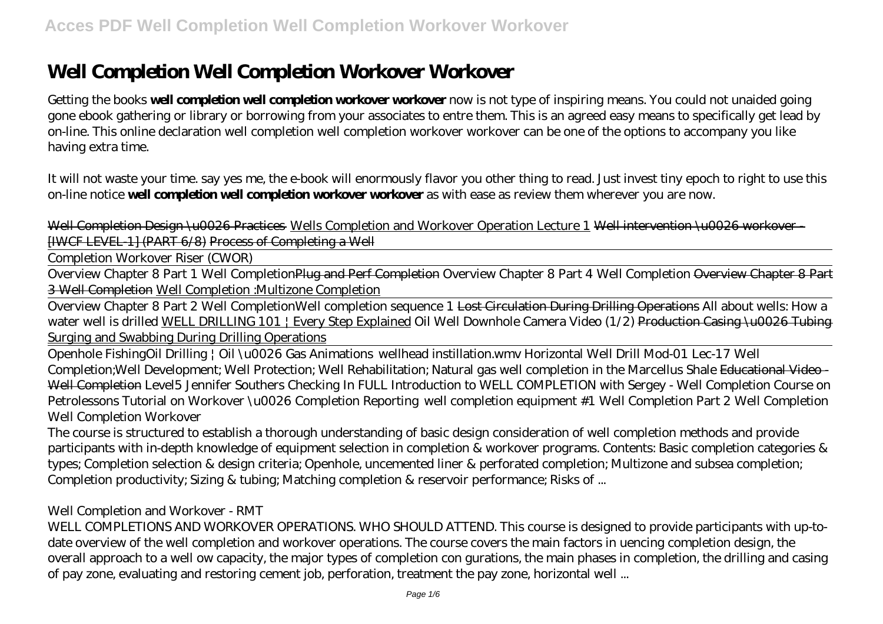# Well Completion Well Completion Workover Workover

Getting the books **well completion well completion workover workover** now is not type of inspiring means. You could not unaided going gone ebook gathering or library or borrowing from your associates to entre them. This is an agreed easy means to specifically get lead by on-line. This online declaration well completion well completion workover workover can be one of the options to accompany you like having extra time.

It will not waste your time. say yes me, the e-book will enormously flavor you other thing to read. Just invest tiny epoch to right to use this on-line notice **well completion well completion workover workover** as with ease as review them wherever you are now.

Well Completion Design \u0026 Practices Wells Completion and Workover Operation Lecture 1 Well intervention \u0026 workover - [IWCF LEVEL-1] (PART 6/8) Process of Completing a Well

Completion Workover Riser (CWOR)

Overview Chapter 8 Part 1 Well Completion Plug and Perf Completion Overview Chapter 8 Part 4 Well Completion Overview Chapter 8 Part 3 Well Completion Well Completion :Multizone Completion

Overview Chapter 8 Part 2 Well Completion *Well completion sequence 1* Lost Circulation During Drilling Operations *All about wells: How a water well is drilled* WELL DRILLING 101 | Every Step Explained *Oil Well Downhole Camera Video (1/2)* Production Casing \u0026 Tubing Surging and Swabbing During Drilling Operations

Openhole Fishing *Oil Drilling | Oil \u0026 Gas Animations* *wellhead instillation.wmv* *Horizontal Well Drill* *Mod-01 Lec-17 Well Completion;Well Development; Well Protection; Well Rehabilitation;* *Natural gas well completion in the Marcellus Shale* Educational Video - Well Completion *Level5 Jennifer Southers Checking In* *FULL Introduction to WELL COMPLETION with Sergey - Well Completion Course on Petrolessons* *Tutorial on Workover \u0026 Completion Reporting* *well completion equipment #1* *Well Completion Part 2* *Well Completion* *Well Completion Workover*

The course is structured to establish a thorough understanding of basic design consideration of well completion methods and provide participants with in-depth knowledge of equipment selection in completion & workover programs. Contents: Basic completion categories & types; Completion selection & design criteria; Openhole, uncemented liner & perforated completion; Multizone and subsea completion; Completion productivity; Sizing & tubing; Matching completion & reservoir performance; Risks of ...

*Well Completion and Workover - RMT*

WELL COMPLETIONS AND WORKOVER OPERATIONS. WHO SHOULD ATTEND. This course is designed to provide participants with up-to-date overview of the well completion and workover operations. The course covers the main factors in uencing completion design, the overall approach to a well ow capacity, the major types of completion con gurations, the main phases in completion, the drilling and casing of pay zone, evaluating and restoring cement job, perforation, treatment the pay zone, horizontal well ...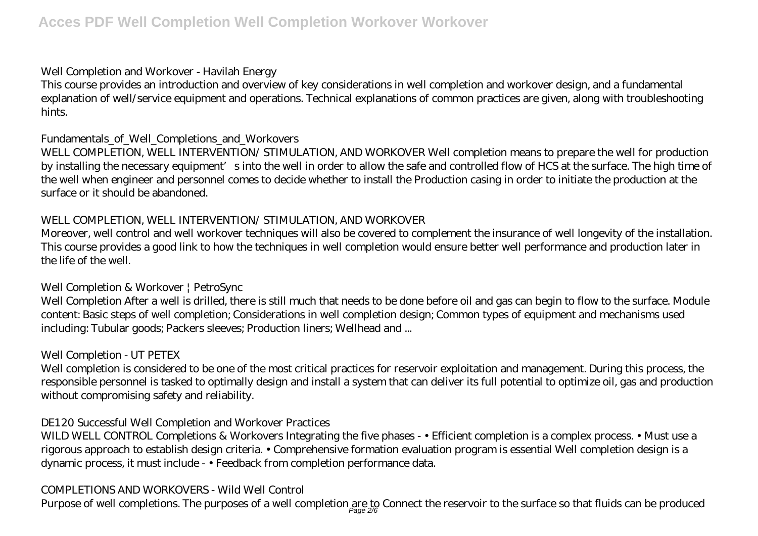## Well Completion and Workover - Havilah Energy

This course provides an introduction and overview of key considerations in well completion and workover design, and a fundamental explanation of well/service equipment and operations. Technical explanations of common practices are given, along with troubleshooting hints.

## Fundamentals_of_Well_Completions_and_Workovers

WELL COMPLETION, WELL INTERVENTION/ STIMULATION, AND WORKOVER Well completion means to prepare the well for production by installing the necessary equipment' s into the well in order to allow the safe and controlled flow of HCS at the surface. The high time of the well when engineer and personnel comes to decide whether to install the Production casing in order to initiate the production at the surface or it should be abandoned.

## WELL COMPLETION, WELL INTERVENTION/ STIMULATION, AND WORKOVER

Moreover, well control and well workover techniques will also be covered to complement the insurance of well longevity of the installation. This course provides a good link to how the techniques in well completion would ensure better well performance and production later in the life of the well.

## Well Completion & Workover ¦ PetroSync

Well Completion After a well is drilled, there is still much that needs to be done before oil and gas can begin to flow to the surface. Module content: Basic steps of well completion; Considerations in well completion design; Common types of equipment and mechanisms used including: Tubular goods; Packers sleeves; Production liners; Wellhead and ...

## Well Completion - UT PETEX

Well completion is considered to be one of the most critical practices for reservoir exploitation and management. During this process, the responsible personnel is tasked to optimally design and install a system that can deliver its full potential to optimize oil, gas and production without compromising safety and reliability.

## DE120 Successful Well Completion and Workover Practices

WILD WELL CONTROL Completions & Workovers Integrating the five phases - • Efficient completion is a complex process. • Must use a rigorous approach to establish design criteria. • Comprehensive formation evaluation program is essential Well completion design is a dynamic process, it must include - • Feedback from completion performance data.

## COMPLETIONS AND WORKOVERS - Wild Well Control

Purpose of well completions. The purposes of a well completion are to Connect the reservoir to the surface so that fluids can be produced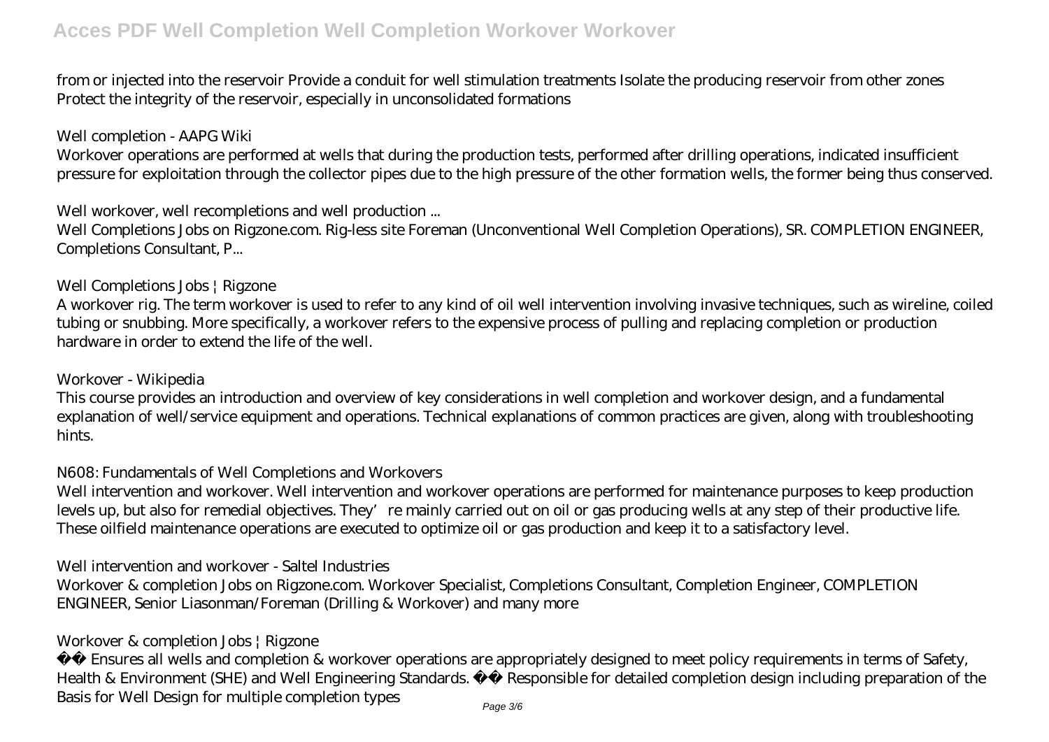from or injected into the reservoir Provide a conduit for well stimulation treatments Isolate the producing reservoir from other zones Protect the integrity of the reservoir, especially in unconsolidated formations

*Well completion - AAPG Wiki*

Workover operations are performed at wells that during the production tests, performed after drilling operations, indicated insufficient pressure for exploitation through the collector pipes due to the high pressure of the other formation wells, the former being thus conserved.

*Well workover, well recompletions and well production ...*

Well Completions Jobs on Rigzone.com. Rig-less site Foreman (Unconventional Well Completion Operations), SR. COMPLETION ENGINEER, Completions Consultant, P...

*Well Completions Jobs | Rigzone*

A workover rig. The term workover is used to refer to any kind of oil well intervention involving invasive techniques, such as wireline, coiled tubing or snubbing. More specifically, a workover refers to the expensive process of pulling and replacing completion or production hardware in order to extend the life of the well.

*Workover - Wikipedia*

This course provides an introduction and overview of key considerations in well completion and workover design, and a fundamental explanation of well/service equipment and operations. Technical explanations of common practices are given, along with troubleshooting hints.

*N608: Fundamentals of Well Completions and Workovers*

Well intervention and workover. Well intervention and workover operations are performed for maintenance purposes to keep production levels up, but also for remedial objectives. They're mainly carried out on oil or gas producing wells at any step of their productive life. These oilfield maintenance operations are executed to optimize oil or gas production and keep it to a satisfactory level.

*Well intervention and workover - Saltel Industries*

Workover & completion Jobs on Rigzone.com. Workover Specialist, Completions Consultant, Completion Engineer, COMPLETION ENGINEER, Senior Liasonman/Foreman (Drilling & Workover) and many more

*Workover & completion Jobs | Rigzone*

Ensures all wells and completion & workover operations are appropriately designed to meet policy requirements in terms of Safety, Health & Environment (SHE) and Well Engineering Standards. Responsible for detailed completion design including preparation of the Basis for Well Design for multiple completion types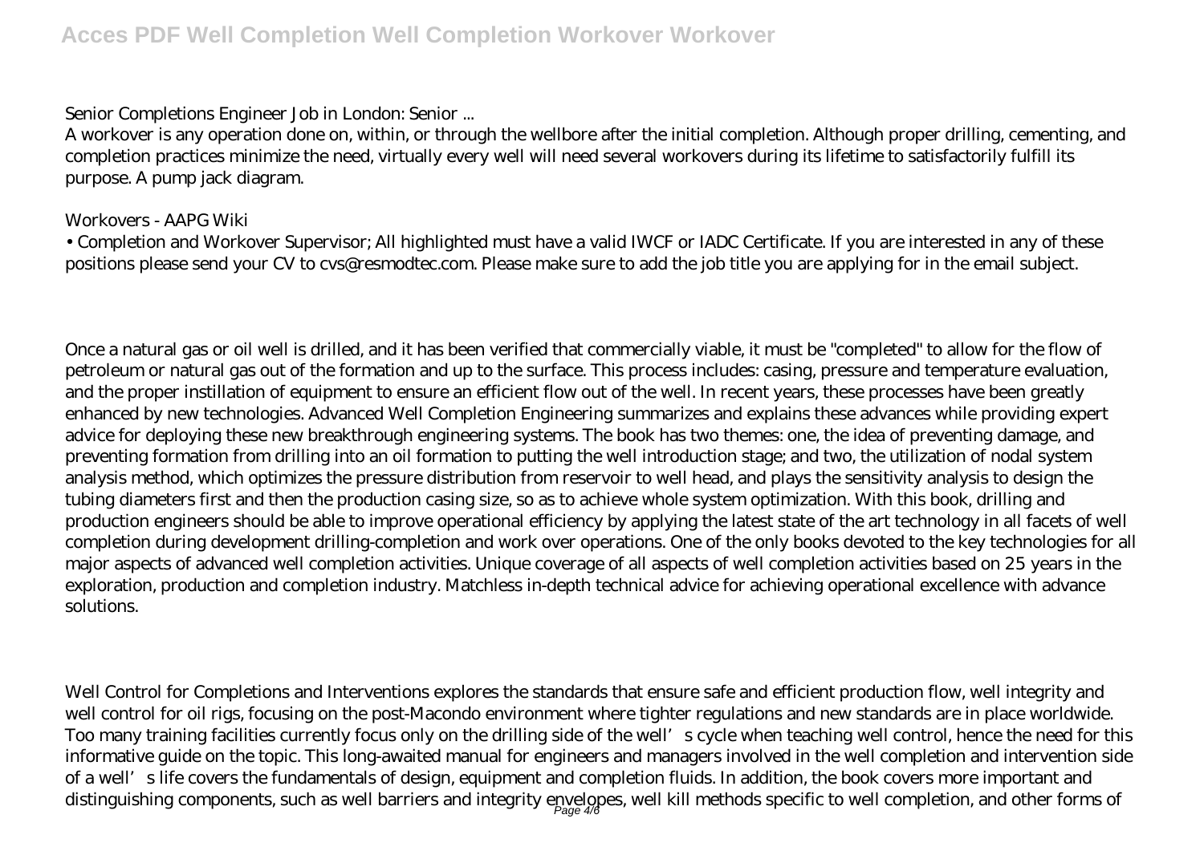Senior Completions Engineer Job in London: Senior ...

A workover is any operation done on, within, or through the wellbore after the initial completion. Although proper drilling, cementing, and completion practices minimize the need, virtually every well will need several workovers during its lifetime to satisfactorily fulfill its purpose. A pump jack diagram.

Workovers - AAPG Wiki

• Completion and Workover Supervisor; All highlighted must have a valid IWCF or IADC Certificate. If you are interested in any of these positions please send your CV to cvs@resmodtec.com. Please make sure to add the job title you are applying for in the email subject.

Once a natural gas or oil well is drilled, and it has been verified that commercially viable, it must be "completed" to allow for the flow of petroleum or natural gas out of the formation and up to the surface. This process includes: casing, pressure and temperature evaluation, and the proper instillation of equipment to ensure an efficient flow out of the well. In recent years, these processes have been greatly enhanced by new technologies. Advanced Well Completion Engineering summarizes and explains these advances while providing expert advice for deploying these new breakthrough engineering systems. The book has two themes: one, the idea of preventing damage, and preventing formation from drilling into an oil formation to putting the well introduction stage; and two, the utilization of nodal system analysis method, which optimizes the pressure distribution from reservoir to well head, and plays the sensitivity analysis to design the tubing diameters first and then the production casing size, so as to achieve whole system optimization. With this book, drilling and production engineers should be able to improve operational efficiency by applying the latest state of the art technology in all facets of well completion during development drilling-completion and work over operations. One of the only books devoted to the key technologies for all major aspects of advanced well completion activities. Unique coverage of all aspects of well completion activities based on 25 years in the exploration, production and completion industry. Matchless in-depth technical advice for achieving operational excellence with advance solutions.

Well Control for Completions and Interventions explores the standards that ensure safe and efficient production flow, well integrity and well control for oil rigs, focusing on the post-Macondo environment where tighter regulations and new standards are in place worldwide. Too many training facilities currently focus only on the drilling side of the well's cycle when teaching well control, hence the need for this informative guide on the topic. This long-awaited manual for engineers and managers involved in the well completion and intervention side of a well's life covers the fundamentals of design, equipment and completion fluids. In addition, the book covers more important and distinguishing components, such as well barriers and integrity envelopes, well kill methods specific to well completion, and other forms of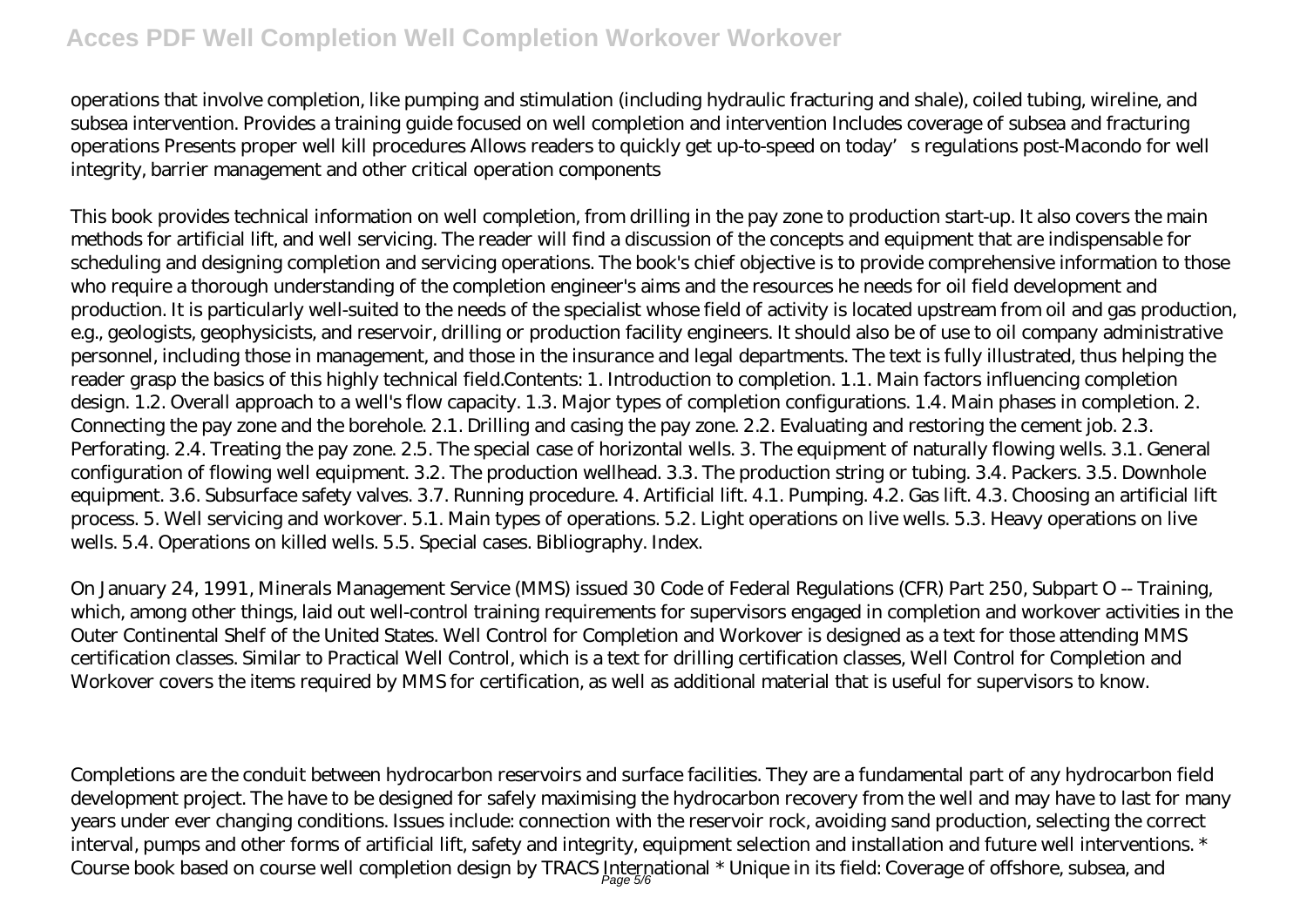operations that involve completion, like pumping and stimulation (including hydraulic fracturing and shale), coiled tubing, wireline, and subsea intervention. Provides a training guide focused on well completion and intervention Includes coverage of subsea and fracturing operations Presents proper well kill procedures Allows readers to quickly get up-to-speed on today's regulations post-Macondo for well integrity, barrier management and other critical operation components

This book provides technical information on well completion, from drilling in the pay zone to production start-up. It also covers the main methods for artificial lift, and well servicing. The reader will find a discussion of the concepts and equipment that are indispensable for scheduling and designing completion and servicing operations. The book's chief objective is to provide comprehensive information to those who require a thorough understanding of the completion engineer's aims and the resources he needs for oil field development and production. It is particularly well-suited to the needs of the specialist whose field of activity is located upstream from oil and gas production, e.g., geologists, geophysicists, and reservoir, drilling or production facility engineers. It should also be of use to oil company administrative personnel, including those in management, and those in the insurance and legal departments. The text is fully illustrated, thus helping the reader grasp the basics of this highly technical field.Contents: 1. Introduction to completion. 1.1. Main factors influencing completion design. 1.2. Overall approach to a well's flow capacity. 1.3. Major types of completion configurations. 1.4. Main phases in completion. 2. Connecting the pay zone and the borehole. 2.1. Drilling and casing the pay zone. 2.2. Evaluating and restoring the cement job. 2.3. Perforating. 2.4. Treating the pay zone. 2.5. The special case of horizontal wells. 3. The equipment of naturally flowing wells. 3.1. General configuration of flowing well equipment. 3.2. The production wellhead. 3.3. The production string or tubing. 3.4. Packers. 3.5. Downhole equipment. 3.6. Subsurface safety valves. 3.7. Running procedure. 4. Artificial lift. 4.1. Pumping. 4.2. Gas lift. 4.3. Choosing an artificial lift process. 5. Well servicing and workover. 5.1. Main types of operations. 5.2. Light operations on live wells. 5.3. Heavy operations on live wells. 5.4. Operations on killed wells. 5.5. Special cases. Bibliography. Index.

On January 24, 1991, Minerals Management Service (MMS) issued 30 Code of Federal Regulations (CFR) Part 250, Subpart O -- Training, which, among other things, laid out well-control training requirements for supervisors engaged in completion and workover activities in the Outer Continental Shelf of the United States. Well Control for Completion and Workover is designed as a text for those attending MMS certification classes. Similar to Practical Well Control, which is a text for drilling certification classes, Well Control for Completion and Workover covers the items required by MMS for certification, as well as additional material that is useful for supervisors to know.

Completions are the conduit between hydrocarbon reservoirs and surface facilities. They are a fundamental part of any hydrocarbon field development project. The have to be designed for safely maximising the hydrocarbon recovery from the well and may have to last for many years under ever changing conditions. Issues include: connection with the reservoir rock, avoiding sand production, selecting the correct interval, pumps and other forms of artificial lift, safety and integrity, equipment selection and installation and future well interventions. * Course book based on course well completion design by TRACS International * Unique in its field: Coverage of offshore, subsea, and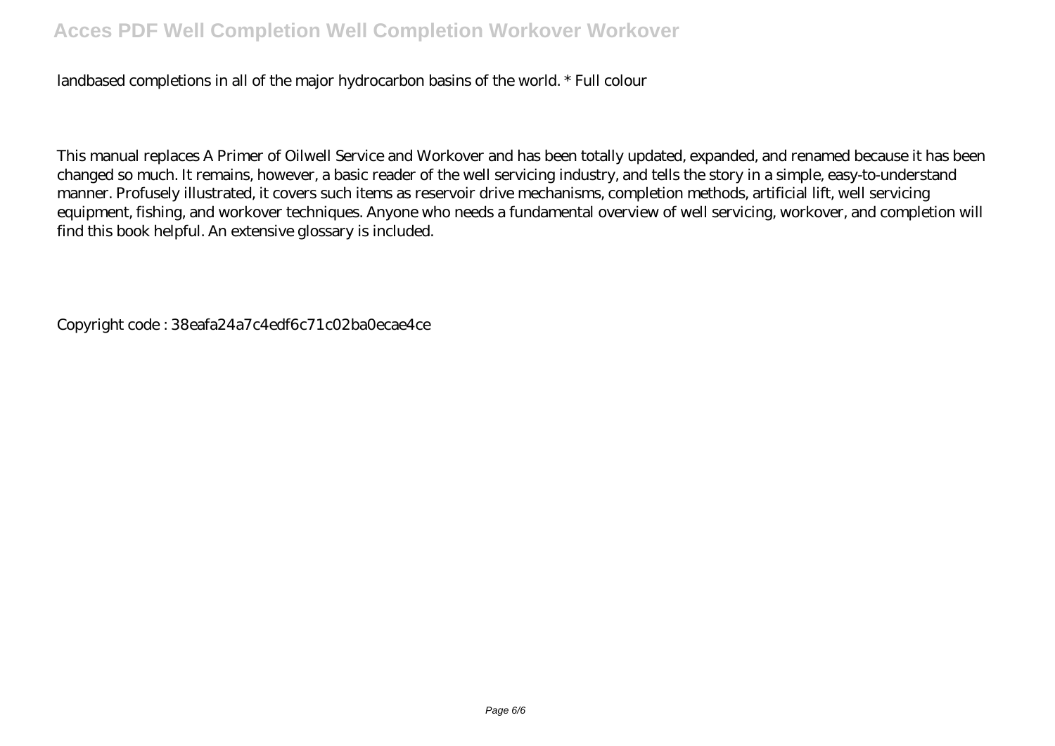landbased completions in all of the major hydrocarbon basins of the world. * Full colour

This manual replaces A Primer of Oilwell Service and Workover and has been totally updated, expanded, and renamed because it has been changed so much. It remains, however, a basic reader of the well servicing industry, and tells the story in a simple, easy-to-understand manner. Profusely illustrated, it covers such items as reservoir drive mechanisms, completion methods, artificial lift, well servicing equipment, fishing, and workover techniques. Anyone who needs a fundamental overview of well servicing, workover, and completion will find this book helpful. An extensive glossary is included.

Copyright code : 38eafa24a7c4edf6c71c02ba0ecae4ce